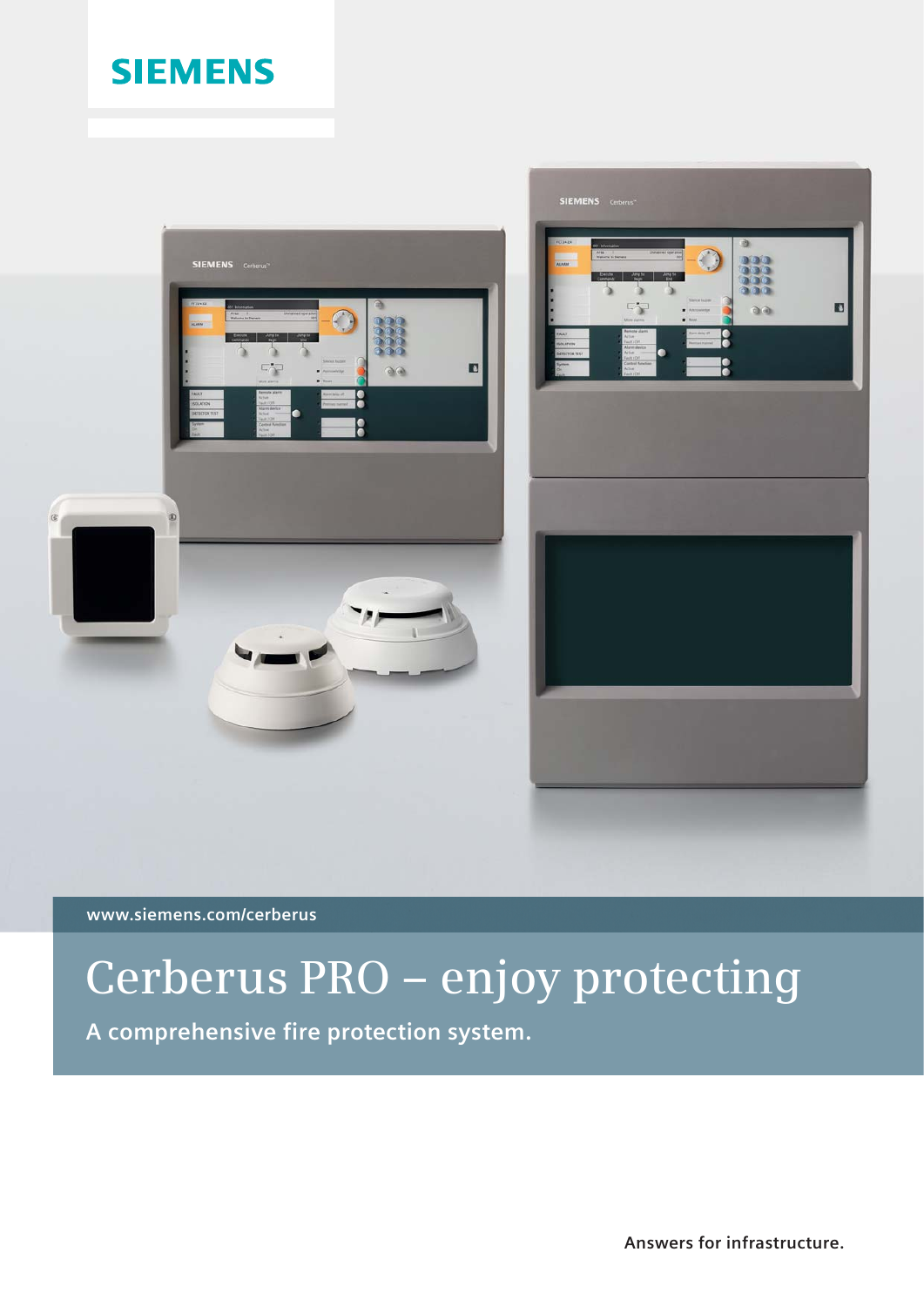SIEMENS

www.siemens.com/cerberus

# Cerberus PRO – enjoy protecting

## A comprehensive fire protection system.

Answers for infrastructure.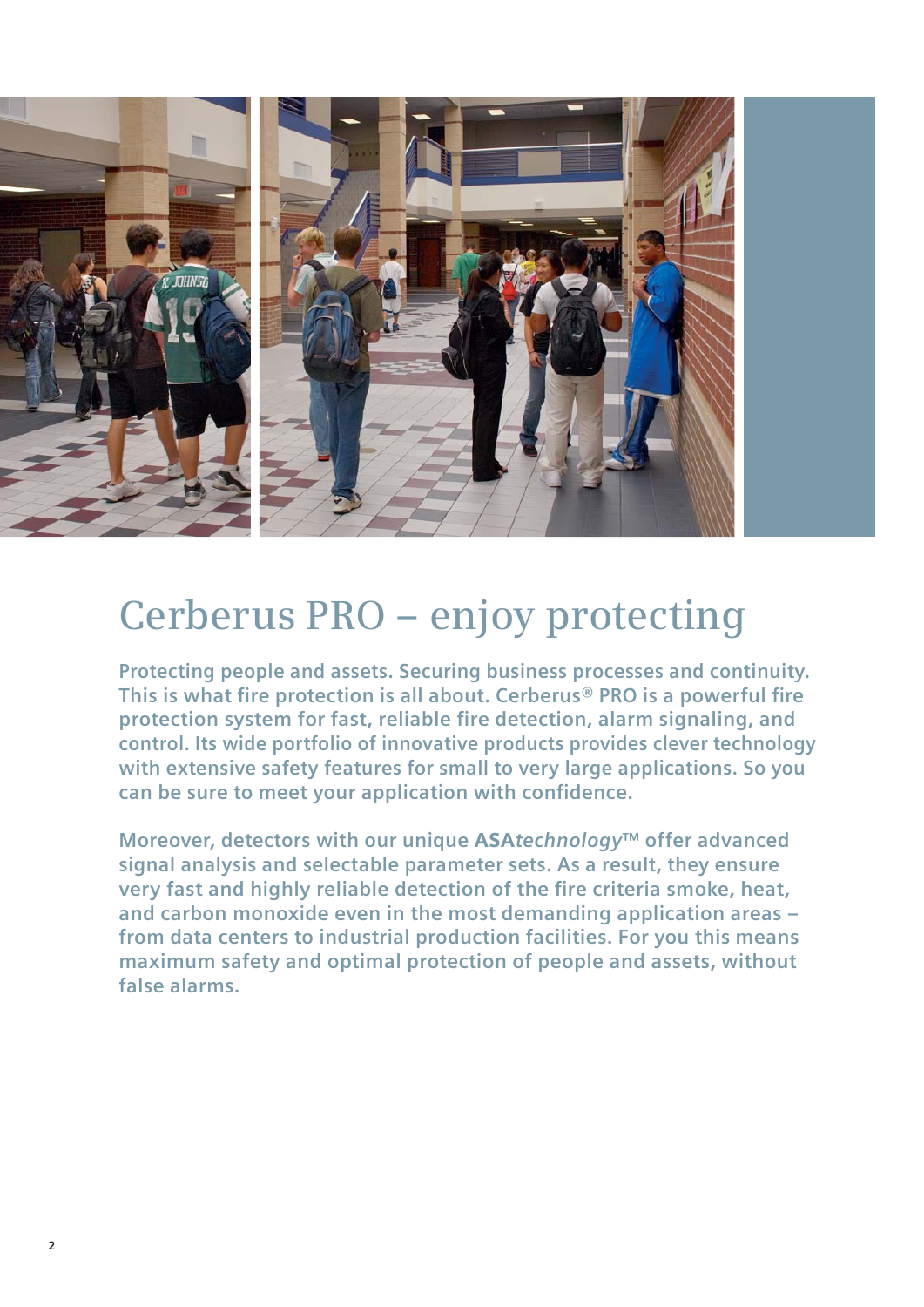# Cerberus PRO – enjoy protecting

**Protecting people and assets. Securing business processes and continuity. This is what fire protection is all about. Cerberus® PRO is a powerful fire protection system for fast, reliable fire detection, alarm signaling, and control. Its wide portfolio of innovative products provides clever technology with extensive safety features for small to very large applications. So you can be sure to meet your application with confidence.**

**Moreover, detectors with our unique ASA*technology*™ offer advanced signal analysis and selectable parameter sets. As a result, they ensure very fast and highly reliable detection of the fire criteria smoke, heat, and carbon monoxide even in the most demanding application areas – from data centers to industrial production facilities. For you this means maximum safety and optimal protection of people and assets, without false alarms.**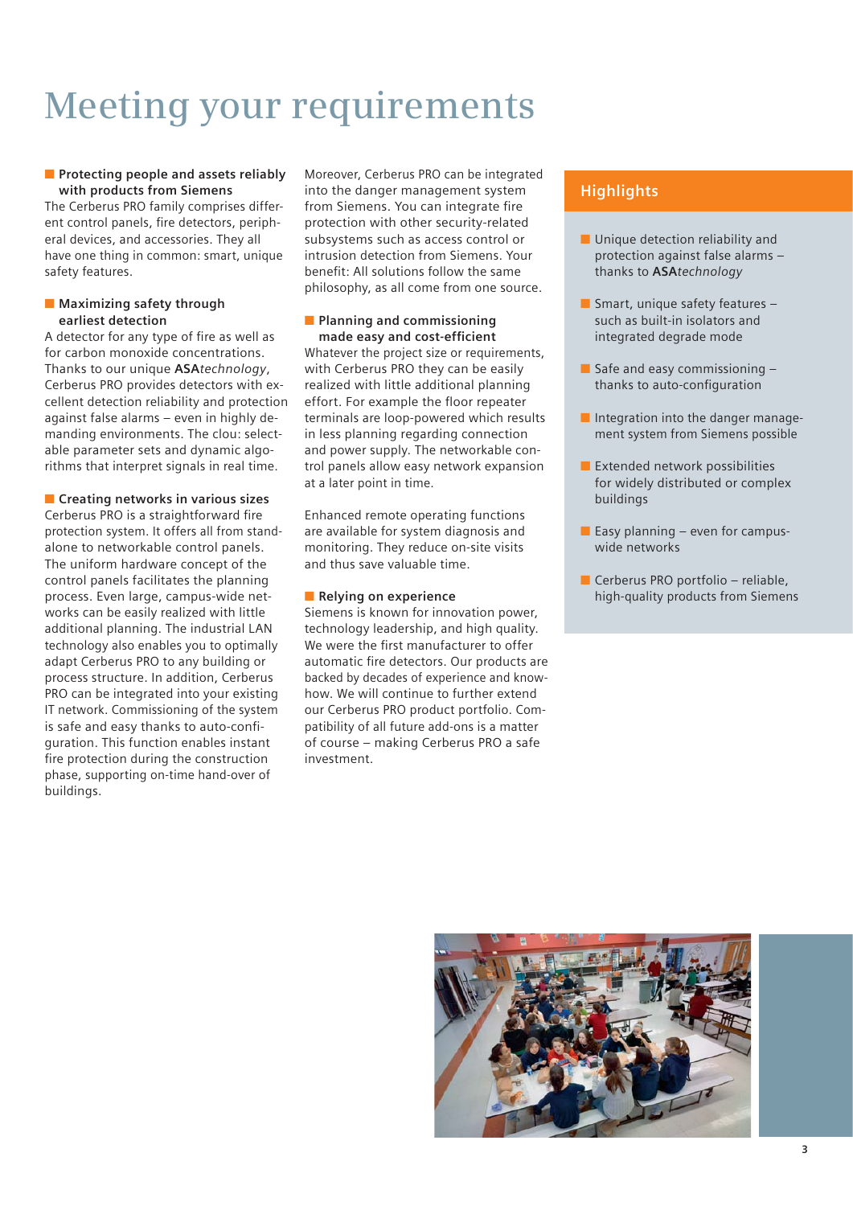# Meeting your requirements

## Protecting people and assets reliably with products from Siemens

The Cerberus PRO family comprises different control panels, fire detectors, peripheral devices, and accessories. They all have one thing in common: smart, unique safety features.

## Maximizing safety through earliest detection

A detector for any type of fire as well as for carbon monoxide concentrations. Thanks to our unique **ASA***technology*, Cerberus PRO provides detectors with excellent detection reliability and protection against false alarms – even in highly demanding environments. The clou: selectable parameter sets and dynamic algorithms that interpret signals in real time.

## Creating networks in various sizes

Cerberus PRO is a straightforward fire protection system. It offers all from standalone to networkable control panels. The uniform hardware concept of the control panels facilitates the planning process. Even large, campus-wide networks can be easily realized with little additional planning. The industrial LAN technology also enables you to optimally adapt Cerberus PRO to any building or process structure. In addition, Cerberus PRO can be integrated into your existing IT network. Commissioning of the system is safe and easy thanks to auto-configuration. This function enables instant fire protection during the construction phase, supporting on-time hand-over of buildings.

Moreover, Cerberus PRO can be integrated into the danger management system from Siemens. You can integrate fire protection with other security-related subsystems such as access control or intrusion detection from Siemens. Your benefit: All solutions follow the same philosophy, as all come from one source.

## Planning and commissioning made easy and cost-efficient

Whatever the project size or requirements, with Cerberus PRO they can be easily realized with little additional planning effort. For example the floor repeater terminals are loop-powered which results in less planning regarding connection and power supply. The networkable control panels allow easy network expansion at a later point in time.

Enhanced remote operating functions are available for system diagnosis and monitoring. They reduce on-site visits and thus save valuable time.

## Relying on experience

Siemens is known for innovation power, technology leadership, and high quality. We were the first manufacturer to offer automatic fire detectors. Our products are backed by decades of experience and know-how. We will continue to further extend our Cerberus PRO product portfolio. Compatibility of all future add-ons is a matter of course – making Cerberus PRO a safe investment.

## Highlights

- Unique detection reliability and protection against false alarms – thanks to **ASA***technology*
- Smart, unique safety features – such as built-in isolators and integrated degrade mode
- Safe and easy commissioning – thanks to auto-configuration
- Integration into the danger management system from Siemens possible
- Extended network possibilities for widely distributed or complex buildings
- Easy planning – even for campus-wide networks
- Cerberus PRO portfolio – reliable, high-quality products from Siemens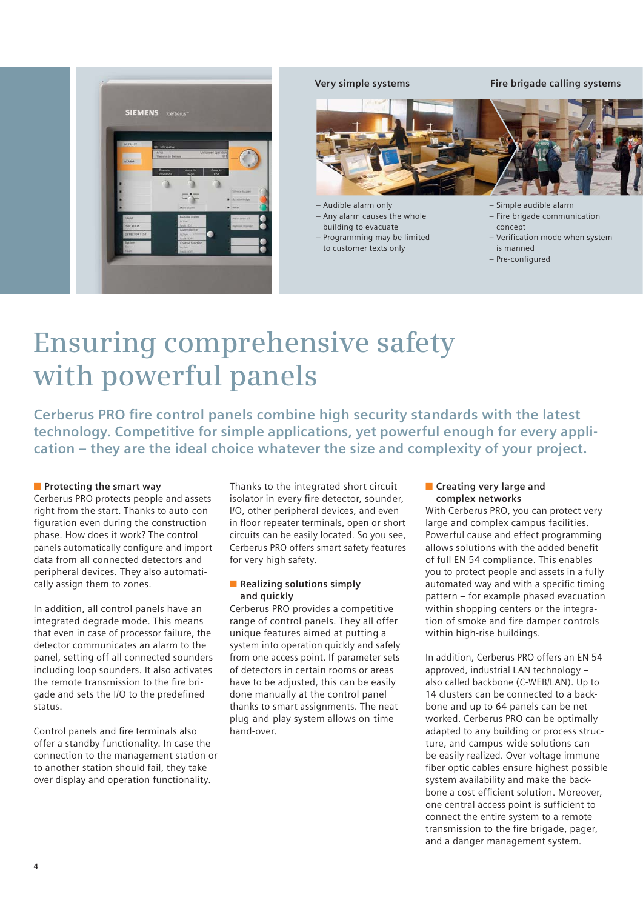**Very simple systems**

- Audible alarm only
- Any alarm causes the whole building to evacuate
- Programming may be limited to customer texts only

**Fire brigade calling systems**

- Simple audible alarm
- Fire brigade communication concept
- Verification mode when system is manned
- Pre-configured

# Ensuring comprehensive safety with powerful panels

**Cerberus PRO fire control panels combine high security standards with the latest technology. Competitive for simple applications, yet powerful enough for every application – they are the ideal choice whatever the size and complexity of your project.**

### Protecting the smart way

Cerberus PRO protects people and assets right from the start. Thanks to auto-configuration even during the construction phase. How does it work? The control panels automatically configure and import data from all connected detectors and peripheral devices. They also automatically assign them to zones.

In addition, all control panels have an integrated degrade mode. This means that even in case of processor failure, the detector communicates an alarm to the panel, setting off all connected sounders including loop sounders. It also activates the remote transmission to the fire brigade and sets the I/O to the predefined status.

Control panels and fire terminals also offer a standby functionality. In case the connection to the management station or to another station should fail, they take over display and operation functionality.

Thanks to the integrated short circuit isolator in every fire detector, sounder, I/O, other peripheral devices, and even in floor repeater terminals, open or short circuits can be easily located. So you see, Cerberus PRO offers smart safety features for very high safety.

### Realizing solutions simply and quickly

Cerberus PRO provides a competitive range of control panels. They all offer unique features aimed at putting a system into operation quickly and safely from one access point. If parameter sets of detectors in certain rooms or areas have to be adjusted, this can be easily done manually at the control panel thanks to smart assignments. The neat plug-and-play system allows on-time hand-over.

### Creating very large and complex networks

With Cerberus PRO, you can protect very large and complex campus facilities. Powerful cause and effect programming allows solutions with the added benefit of full EN 54 compliance. This enables you to protect people and assets in a fully automated way and with a specific timing pattern – for example phased evacuation within shopping centers or the integration of smoke and fire damper controls within high-rise buildings.

In addition, Cerberus PRO offers an EN 54-approved, industrial LAN technology – also called backbone (C-WEB/LAN). Up to 14 clusters can be connected to a backbone and up to 64 panels can be networked. Cerberus PRO can be optimally adapted to any building or process structure, and campus-wide solutions can be easily realized. Over-voltage-immune fiber-optic cables ensure highest possible system availability and make the backbone a cost-efficient solution. Moreover, one central access point is sufficient to connect the entire system to a remote transmission to the fire brigade, pager, and a danger management system.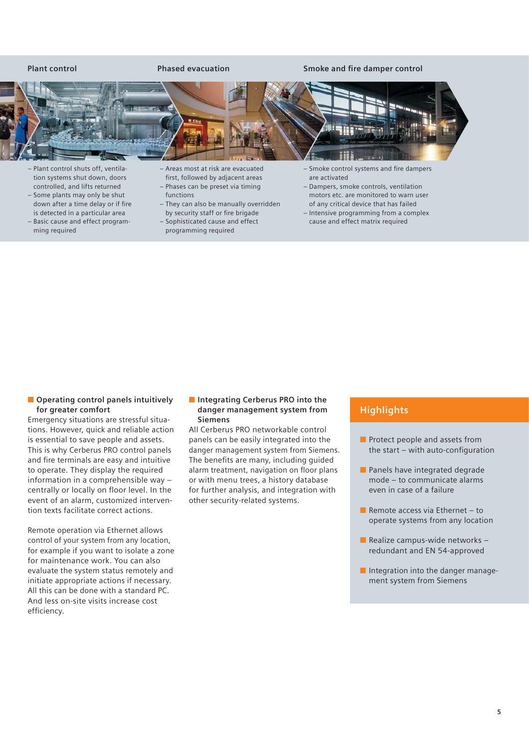### Plant control

- Plant control shuts off, ventilation systems shut down, doors controlled, and lifts returned
- Some plants may only be shut down after a time delay or if fire is detected in a particular area
- Basic cause and effect programming required

### Phased evacuation

- Areas most at risk are evacuated first, followed by adjacent areas
- Phases can be preset via timing functions
- They can also be manually overridden by security staff or fire brigade
- Sophisticated cause and effect programming required

### Smoke and fire damper control

- Smoke control systems and fire dampers are activated
- Dampers, smoke controls, ventilation motors etc. are monitored to warn user of any critical device that has failed
- Intensive programming from a complex cause and effect matrix required

### Operating control panels intuitively for greater comfort

Emergency situations are stressful situations. However, quick and reliable action is essential to save people and assets. This is why Cerberus PRO control panels and fire terminals are easy and intuitive to operate. They display the required information in a comprehensible way – centrally or locally on floor level. In the event of an alarm, customized intervention texts facilitate correct actions.

Remote operation via Ethernet allows control of your system from any location, for example if you want to isolate a zone for maintenance work. You can also evaluate the system status remotely and initiate appropriate actions if necessary. All this can be done with a standard PC. And less on-site visits increase cost efficiency.

### Integrating Cerberus PRO into the danger management system from Siemens

All Cerberus PRO networkable control panels can be easily integrated into the danger management system from Siemens. The benefits are many, including guided alarm treatment, navigation on floor plans or with menu trees, a history database for further analysis, and integration with other security-related systems.

## Highlights

- Protect people and assets from the start – with auto-configuration
- Panels have integrated degrade mode – to communicate alarms even in case of a failure
- Remote access via Ethernet – to operate systems from any location
- Realize campus-wide networks – redundant and EN 54-approved
- Integration into the danger management system from Siemens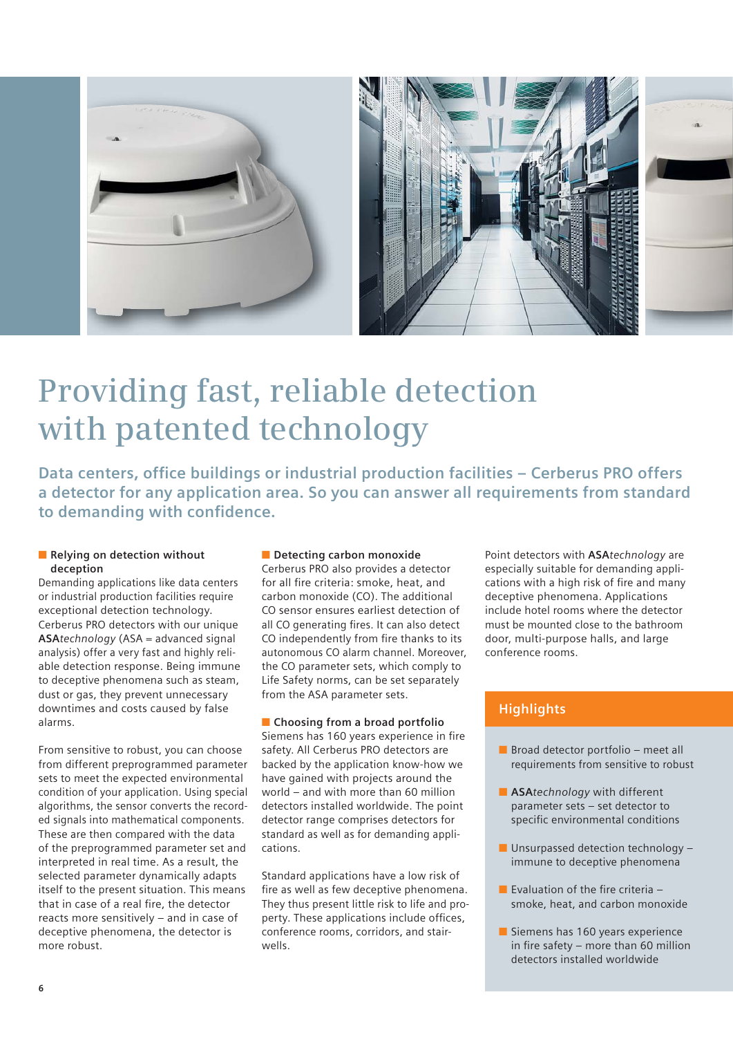# Providing fast, reliable detection with patented technology

**Data centers, office buildings or industrial production facilities – Cerberus PRO offers a detector for any application area. So you can answer all requirements from standard to demanding with confidence.**

### Relying on detection without deception

Demanding applications like data centers or industrial production facilities require exceptional detection technology. Cerberus PRO detectors with our unique **ASA***technology* (ASA = advanced signal analysis) offer a very fast and highly reliable detection response. Being immune to deceptive phenomena such as steam, dust or gas, they prevent unnecessary downtimes and costs caused by false alarms.

From sensitive to robust, you can choose from different preprogrammed parameter sets to meet the expected environmental condition of your application. Using special algorithms, the sensor converts the recorded signals into mathematical components. These are then compared with the data of the preprogrammed parameter set and interpreted in real time. As a result, the selected parameter dynamically adapts itself to the present situation. This means that in case of a real fire, the detector reacts more sensitively – and in case of deceptive phenomena, the detector is more robust.

### Detecting carbon monoxide

Cerberus PRO also provides a detector for all fire criteria: smoke, heat, and carbon monoxide (CO). The additional CO sensor ensures earliest detection of all CO generating fires. It can also detect CO independently from fire thanks to its autonomous CO alarm channel. Moreover, the CO parameter sets, which comply to Life Safety norms, can be set separately from the ASA parameter sets.

### Choosing from a broad portfolio

Siemens has 160 years experience in fire safety. All Cerberus PRO detectors are backed by the application know-how we have gained with projects around the world – and with more than 60 million detectors installed worldwide. The point detector range comprises detectors for standard as well as for demanding applications.

Standard applications have a low risk of fire as well as few deceptive phenomena. They thus present little risk to life and property. These applications include offices, conference rooms, corridors, and stairwells.

Point detectors with **ASA***technology* are especially suitable for demanding applications with a high risk of fire and many deceptive phenomena. Applications include hotel rooms where the detector must be mounted close to the bathroom door, multi-purpose halls, and large conference rooms.

## Highlights

- Broad detector portfolio – meet all requirements from sensitive to robust
- **ASA***technology* with different parameter sets – set detector to specific environmental conditions
- Unsurpassed detection technology – immune to deceptive phenomena
- Evaluation of the fire criteria – smoke, heat, and carbon monoxide
- Siemens has 160 years experience in fire safety – more than 60 million detectors installed worldwide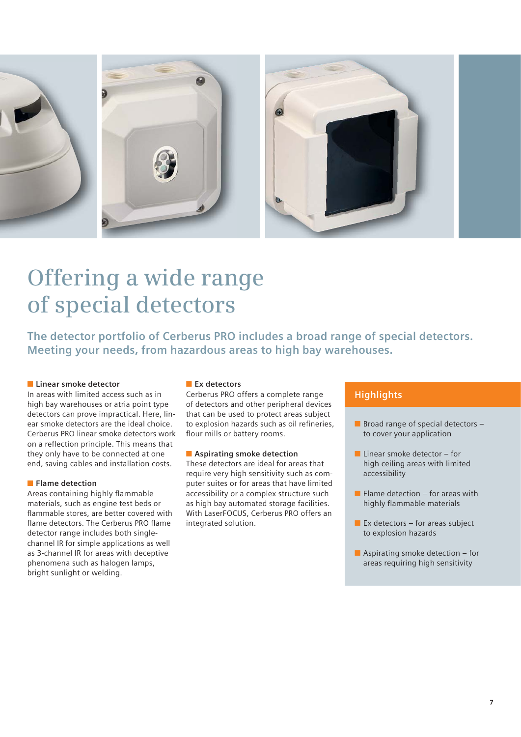# Offering a wide range of special detectors

**The detector portfolio of Cerberus PRO includes a broad range of special detectors. Meeting your needs, from hazardous areas to high bay warehouses.**

### Linear smoke detector

In areas with limited access such as in high bay warehouses or atria point type detectors can prove impractical. Here, linear smoke detectors are the ideal choice. Cerberus PRO linear smoke detectors work on a reflection principle. This means that they only have to be connected at one end, saving cables and installation costs.

### Flame detection

Areas containing highly flammable materials, such as engine test beds or flammable stores, are better covered with flame detectors. The Cerberus PRO flame detector range includes both single-channel IR for simple applications as well as 3-channel IR for areas with deceptive phenomena such as halogen lamps, bright sunlight or welding.

### Ex detectors

Cerberus PRO offers a complete range of detectors and other peripheral devices that can be used to protect areas subject to explosion hazards such as oil refineries, flour mills or battery rooms.

### Aspirating smoke detection

These detectors are ideal for areas that require very high sensitivity such as computer suites or for areas that have limited accessibility or a complex structure such as high bay automated storage facilities. With LaserFOCUS, Cerberus PRO offers an integrated solution.

## Highlights

- Broad range of special detectors – to cover your application
- Linear smoke detector – for high ceiling areas with limited accessibility
- Flame detection – for areas with highly flammable materials
- Ex detectors – for areas subject to explosion hazards
- Aspirating smoke detection – for areas requiring high sensitivity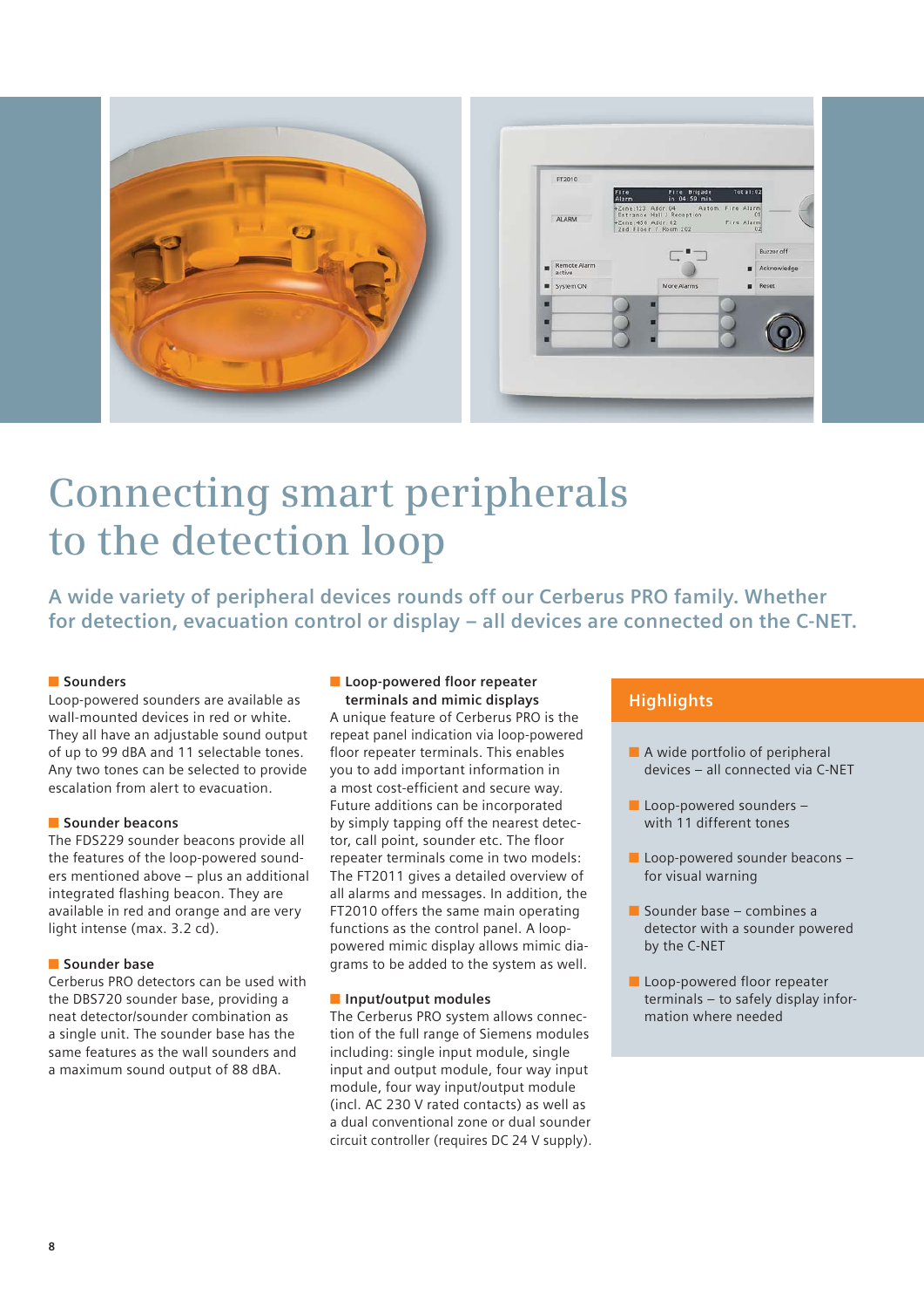# Connecting smart peripherals to the detection loop

**A wide variety of peripheral devices rounds off our Cerberus PRO family. Whether for detection, evacuation control or display – all devices are connected on the C-NET.**

### Sounders

Loop-powered sounders are available as wall-mounted devices in red or white. They all have an adjustable sound output of up to 99 dBA and 11 selectable tones. Any two tones can be selected to provide escalation from alert to evacuation.

### Sounder beacons

The FDS229 sounder beacons provide all the features of the loop-powered sounders mentioned above – plus an additional integrated flashing beacon. They are available in red and orange and are very light intense (max. 3.2 cd).

### Sounder base

Cerberus PRO detectors can be used with the DBS720 sounder base, providing a neat detector/sounder combination as a single unit. The sounder base has the same features as the wall sounders and a maximum sound output of 88 dBA.

### Loop-powered floor repeater terminals and mimic displays

A unique feature of Cerberus PRO is the repeat panel indication via loop-powered floor repeater terminals. This enables you to add important information in a most cost-efficient and secure way. Future additions can be incorporated by simply tapping off the nearest detector, call point, sounder etc. The floor repeater terminals come in two models: The FT2011 gives a detailed overview of all alarms and messages. In addition, the FT2010 offers the same main operating functions as the control panel. A loop-powered mimic display allows mimic diagrams to be added to the system as well.

### Input/output modules

The Cerberus PRO system allows connection of the full range of Siemens modules including: single input module, single input and output module, four way input module, four way input/output module (incl. AC 230 V rated contacts) as well as a dual conventional zone or dual sounder circuit controller (requires DC 24 V supply).

## Highlights

- A wide portfolio of peripheral devices – all connected via C-NET
- Loop-powered sounders – with 11 different tones
- Loop-powered sounder beacons – for visual warning
- Sounder base – combines a detector with a sounder powered by the C-NET
- Loop-powered floor repeater terminals – to safely display information where needed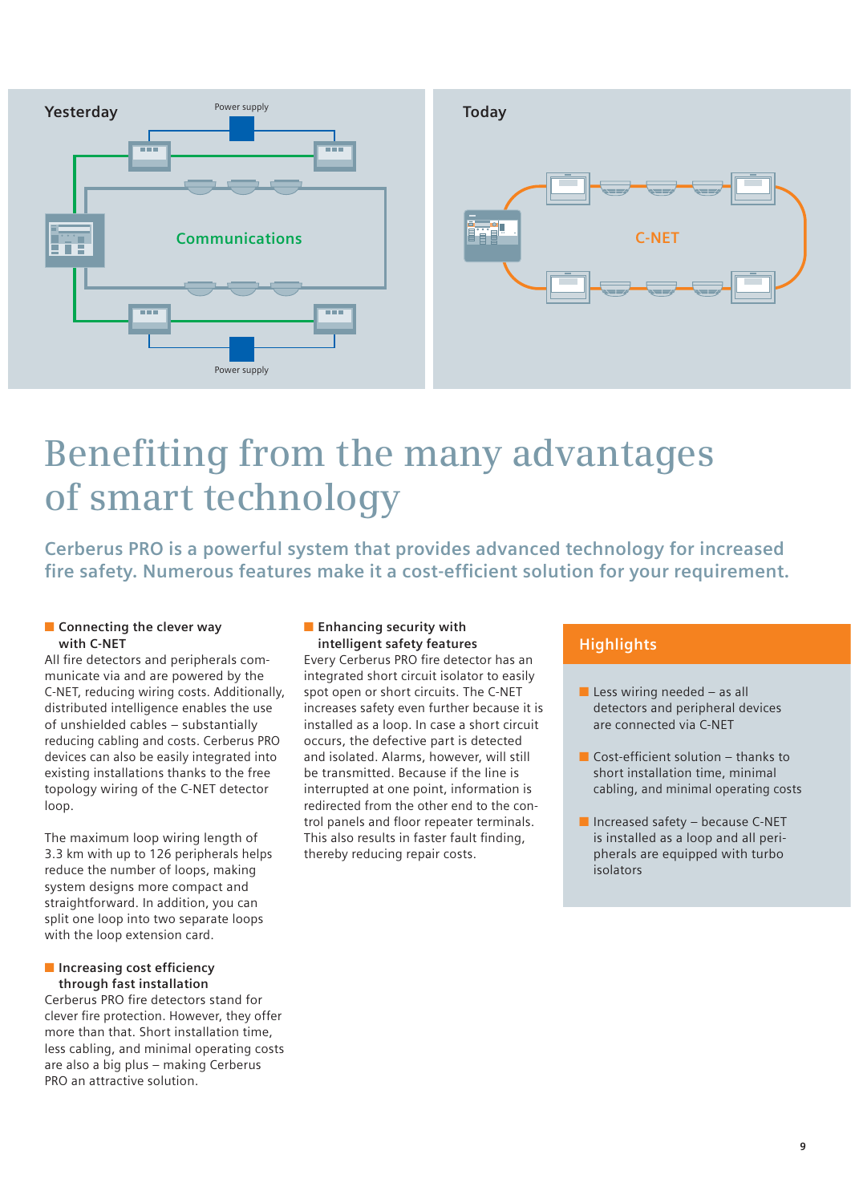Yesterday

Power supply

Communications

Power supply

Today

C-NET

# Benefiting from the many advantages of smart technology

## Cerberus PRO is a powerful system that provides advanced technology for increased fire safety. Numerous features make it a cost-efficient solution for your requirement.

### Connecting the clever way with C-NET

All fire detectors and peripherals communicate via and are powered by the C-NET, reducing wiring costs. Additionally, distributed intelligence enables the use of unshielded cables – substantially reducing cabling and costs. Cerberus PRO devices can also be easily integrated into existing installations thanks to the free topology wiring of the C-NET detector loop.

The maximum loop wiring length of 3.3 km with up to 126 peripherals helps reduce the number of loops, making system designs more compact and straightforward. In addition, you can split one loop into two separate loops with the loop extension card.

### Increasing cost efficiency through fast installation

Cerberus PRO fire detectors stand for clever fire protection. However, they offer more than that. Short installation time, less cabling, and minimal operating costs are also a big plus – making Cerberus PRO an attractive solution.

### Enhancing security with intelligent safety features

Every Cerberus PRO fire detector has an integrated short circuit isolator to easily spot open or short circuits. The C-NET increases safety even further because it is installed as a loop. In case a short circuit occurs, the defective part is detected and isolated. Alarms, however, will still be transmitted. Because if the line is interrupted at one point, information is redirected from the other end to the control panels and floor repeater terminals. This also results in faster fault finding, thereby reducing repair costs.

### Highlights

- Less wiring needed – as all detectors and peripheral devices are connected via C-NET
- Cost-efficient solution – thanks to short installation time, minimal cabling, and minimal operating costs
- Increased safety – because C-NET is installed as a loop and all peripherals are equipped with turbo isolators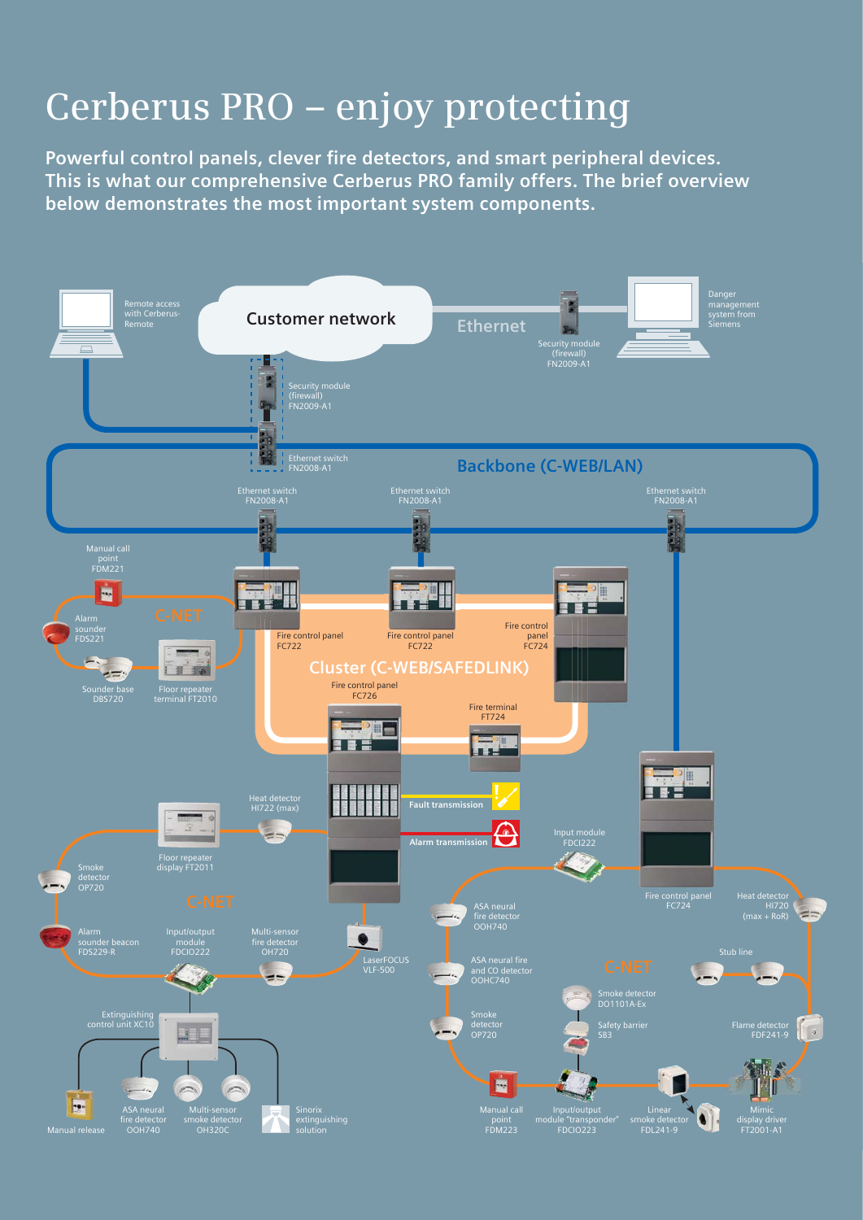# Cerberus PRO – enjoy protecting

**Powerful control panels, clever fire detectors, and smart peripheral devices. This is what our comprehensive Cerberus PRO family offers. The brief overview below demonstrates the most important system components.**

Remote access with Cerberus-Remote

Customer network

Ethernet

Security module (firewall) FN2009-A1

Danger management system from Siemens

Security module (firewall) FN2009-A1

Ethernet switch FN2008-A1

Backbone (C-WEB/LAN)

Ethernet switch FN2008-A1

Ethernet switch FN2008-A1

Ethernet switch FN2008-A1

Manual call point FDM221

Alarm sounder FDS221

C-NET

Sounder base DBS720

Floor repeater terminal FT2010

Fire control panel FC722

Fire control panel FC722

Fire control panel FC724

Cluster (C-WEB/SAFEDLINK)

Fire control panel FC726

Fire terminal FT724

Heat detector HI722 (max)

Floor repeater display FT2011

Fault transmission

Alarm transmission

Input module FDCI222

Smoke detector OP720

C-NET

Alarm sounder beacon FDS229-R

Input/output module FDCIO222

Multi-sensor fire detector OH720

LaserFOCUS VLF-500

ASA neural fire detector OOH740

Fire control panel FC724

Heat detector HI720 (max + RoR)

ASA neural fire and CO detector OOHC740

C-NET

Stub line

Smoke detector DO1101A-Ex

Safety barrier SB3

Smoke detector OP720

Flame detector FDF241-9

Extinguishing control unit XC10

Manual release

ASA neural fire detector OOH740

Multi-sensor smoke detector OH320C

Sinorix extinguishing solution

Manual call point FDM223

Input/output module "transponder" FDCIO223

Linear smoke detector FDL241-9

Mimic display driver FT2001-A1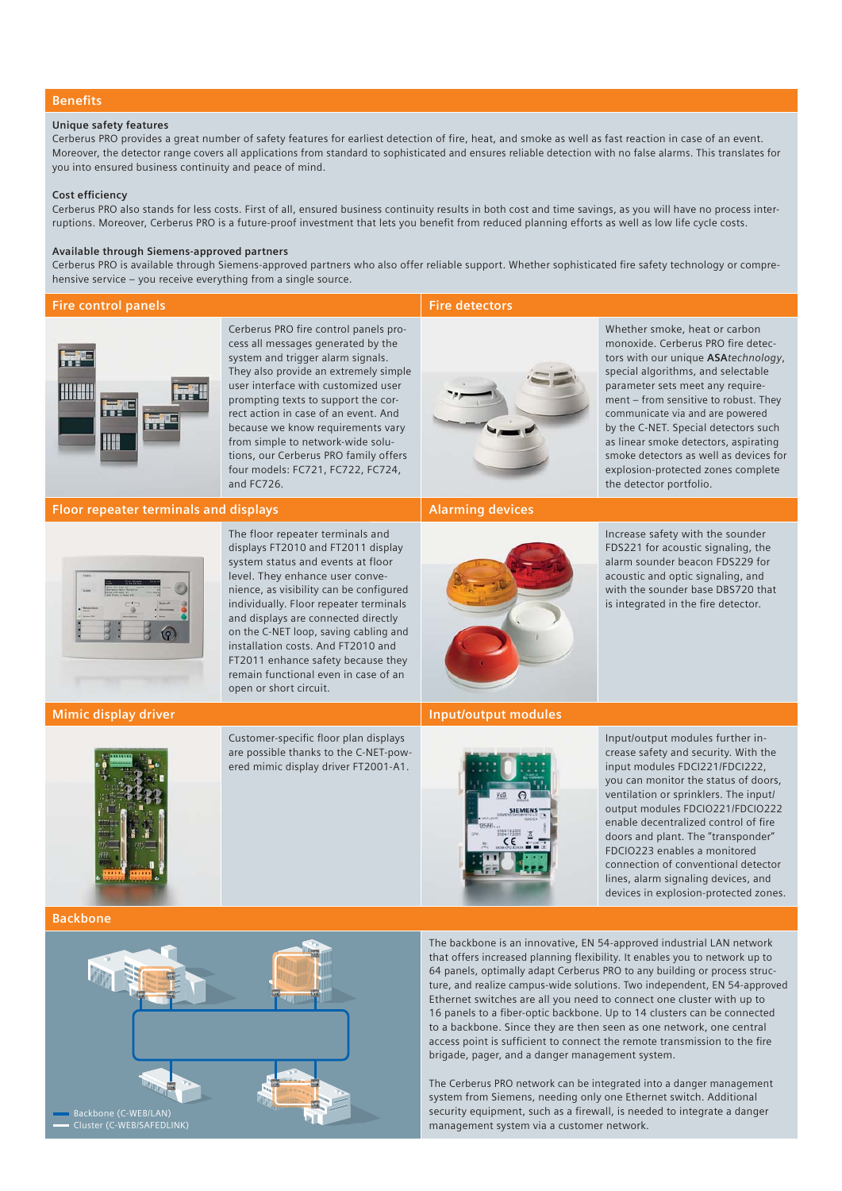## Benefits

### Unique safety features

Cerberus PRO provides a great number of safety features for earliest detection of fire, heat, and smoke as well as fast reaction in case of an event. Moreover, the detector range covers all applications from standard to sophisticated and ensures reliable detection with no false alarms. This translates for you into ensured business continuity and peace of mind.

### Cost efficiency

Cerberus PRO also stands for less costs. First of all, ensured business continuity results in both cost and time savings, as you will have no process interruptions. Moreover, Cerberus PRO is a future-proof investment that lets you benefit from reduced planning efforts as well as low life cycle costs.

### Available through Siemens-approved partners

Cerberus PRO is available through Siemens-approved partners who also offer reliable support. Whether sophisticated fire safety technology or comprehensive service – you receive everything from a single source.

## Fire control panels

Cerberus PRO fire control panels process all messages generated by the system and trigger alarm signals. They also provide an extremely simple user interface with customized user prompting texts to support the correct action in case of an event. And because we know requirements vary from simple to network-wide solutions, our Cerberus PRO family offers four models: FC721, FC722, FC724, and FC726.

## Fire detectors

Whether smoke, heat or carbon monoxide. Cerberus PRO fire detectors with our unique **ASA***technology*, special algorithms, and selectable parameter sets meet any requirement – from sensitive to robust. They communicate via and are powered by the C-NET. Special detectors such as linear smoke detectors, aspirating smoke detectors as well as devices for explosion-protected zones complete the detector portfolio.

## Floor repeater terminals and displays

The floor repeater terminals and displays FT2010 and FT2011 display system status and events at floor level. They enhance user convenience, as visibility can be configured individually. Floor repeater terminals and displays are connected directly on the C-NET loop, saving cabling and installation costs. And FT2010 and FT2011 enhance safety because they remain functional even in case of an open or short circuit.

## Alarming devices

Increase safety with the sounder FDS221 for acoustic signaling, the alarm sounder beacon FDS229 for acoustic and optic signaling, and with the sounder base DBS720 that is integrated in the fire detector.

## Mimic display driver

Customer-specific floor plan displays are possible thanks to the C-NET-powered mimic display driver FT2001-A1.

## Input/output modules

Input/output modules further increase safety and security. With the input modules FDCI221/FDCI222, you can monitor the status of doors, ventilation or sprinklers. The input/output modules FDCIO221/FDCIO222 enable decentralized control of fire doors and plant. The "transponder" FDCIO223 enables a monitored connection of conventional detector lines, alarm signaling devices, and devices in explosion-protected zones.

## Backbone

Backbone (C-WEB/LAN)
Cluster (C-WEB/SAFEDLINK)

The backbone is an innovative, EN 54-approved industrial LAN network that offers increased planning flexibility. It enables you to network up to 64 panels, optimally adapt Cerberus PRO to any building or process structure, and realize campus-wide solutions. Two independent, EN 54-approved Ethernet switches are all you need to connect one cluster with up to 16 panels to a fiber-optic backbone. Up to 14 clusters can be connected to a backbone. Since they are then seen as one network, one central access point is sufficient to connect the remote transmission to the fire brigade, pager, and a danger management system.

The Cerberus PRO network can be integrated into a danger management system from Siemens, needing only one Ethernet switch. Additional security equipment, such as a firewall, is needed to integrate a danger management system via a customer network.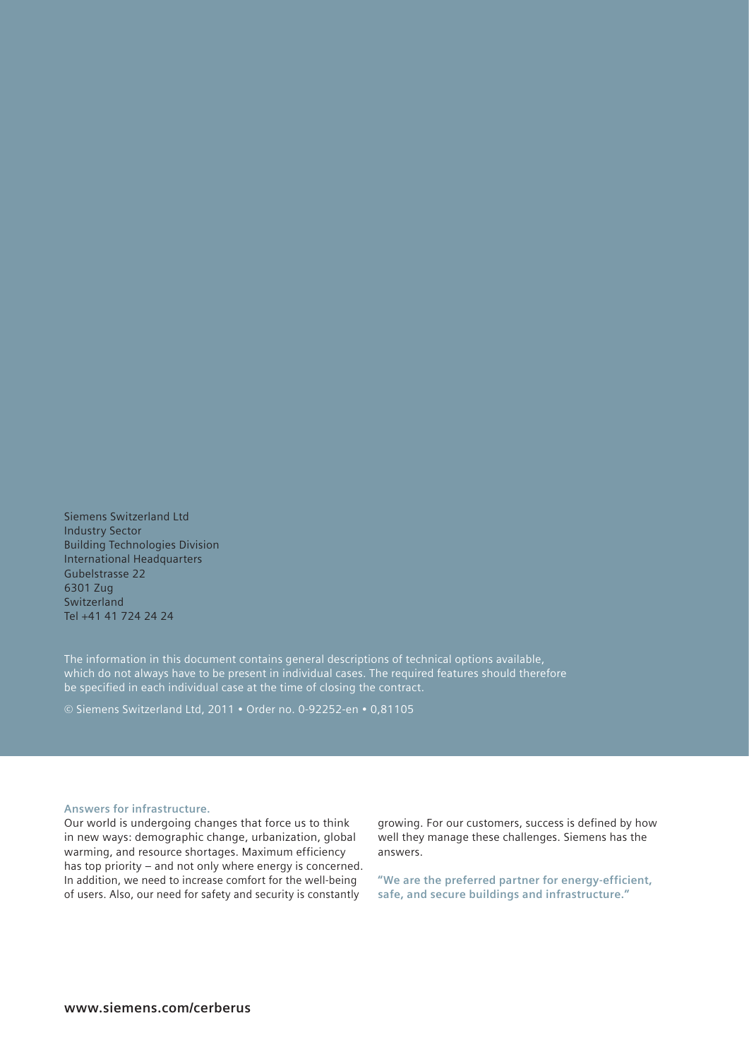Siemens Switzerland Ltd
Industry Sector
Building Technologies Division
International Headquarters
Gubelstrasse 22
6301 Zug
Switzerland
Tel +41 41 724 24 24

The information in this document contains general descriptions of technical options available, which do not always have to be present in individual cases. The required features should therefore be specified in each individual case at the time of closing the contract.

© Siemens Switzerland Ltd, 2011 • Order no. 0-92252-en • 0,81105

**Answers for infrastructure.**

Our world is undergoing changes that force us to think in new ways: demographic change, urbanization, global warming, and resource shortages. Maximum efficiency has top priority – and not only where energy is concerned. In addition, we need to increase comfort for the well-being of users. Also, our need for safety and security is constantly growing. For our customers, success is defined by how well they manage these challenges. Siemens has the answers.

**"We are the preferred partner for energy-efficient, safe, and secure buildings and infrastructure."**

**www.siemens.com/cerberus**